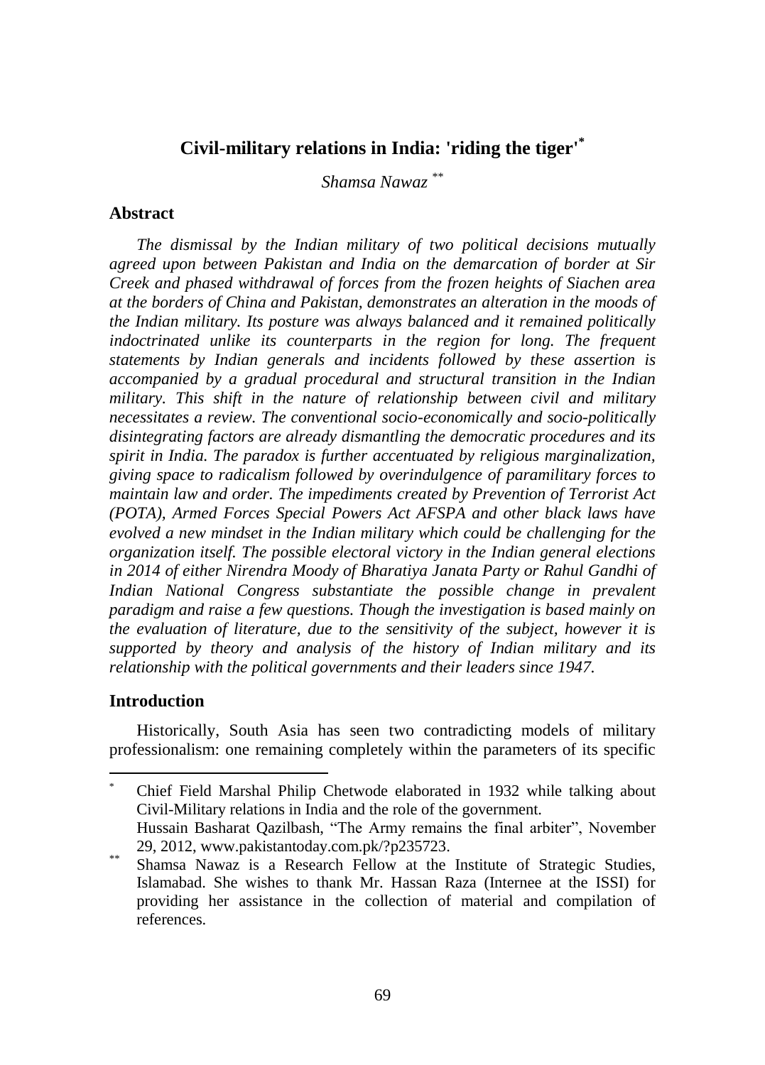# Civil-military relations in India: 'riding the tiger'[*]

*Shamsa Nawaz* [**]

## Abstract

*The dismissal by the Indian military of two political decisions mutually agreed upon between Pakistan and India on the demarcation of border at Sir Creek and phased withdrawal of forces from the frozen heights of Siachen area at the borders of China and Pakistan, demonstrates an alteration in the moods of the Indian military. Its posture was always balanced and it remained politically indoctrinated unlike its counterparts in the region for long. The frequent statements by Indian generals and incidents followed by these assertion is accompanied by a gradual procedural and structural transition in the Indian military. This shift in the nature of relationship between civil and military necessitates a review. The conventional socio-economically and socio-politically disintegrating factors are already dismantling the democratic procedures and its spirit in India. The paradox is further accentuated by religious marginalization, giving space to radicalism followed by overindulgence of paramilitary forces to maintain law and order. The impediments created by Prevention of Terrorist Act (POTA), Armed Forces Special Powers Act AFSPA and other black laws have evolved a new mindset in the Indian military which could be challenging for the organization itself. The possible electoral victory in the Indian general elections in 2014 of either Nirendra Moody of Bharatiya Janata Party or Rahul Gandhi of Indian National Congress substantiate the possible change in prevalent paradigm and raise a few questions. Though the investigation is based mainly on the evaluation of literature, due to the sensitivity of the subject, however it is supported by theory and analysis of the history of Indian military and its relationship with the political governments and their leaders since 1947.*

## Introduction

Historically, South Asia has seen two contradicting models of military professionalism: one remaining completely within the parameters of its specific

---

[*] Chief Field Marshal Philip Chetwode elaborated in 1932 while talking about Civil-Military relations in India and the role of the government.
Hussain Basharat Qazilbash, "The Army remains the final arbiter", November 29, 2012, www.pakistantoday.com.pk/?p235723.

[**] Shamsa Nawaz is a Research Fellow at the Institute of Strategic Studies, Islamabad. She wishes to thank Mr. Hassan Raza (Internee at the ISSI) for providing her assistance in the collection of material and compilation of references.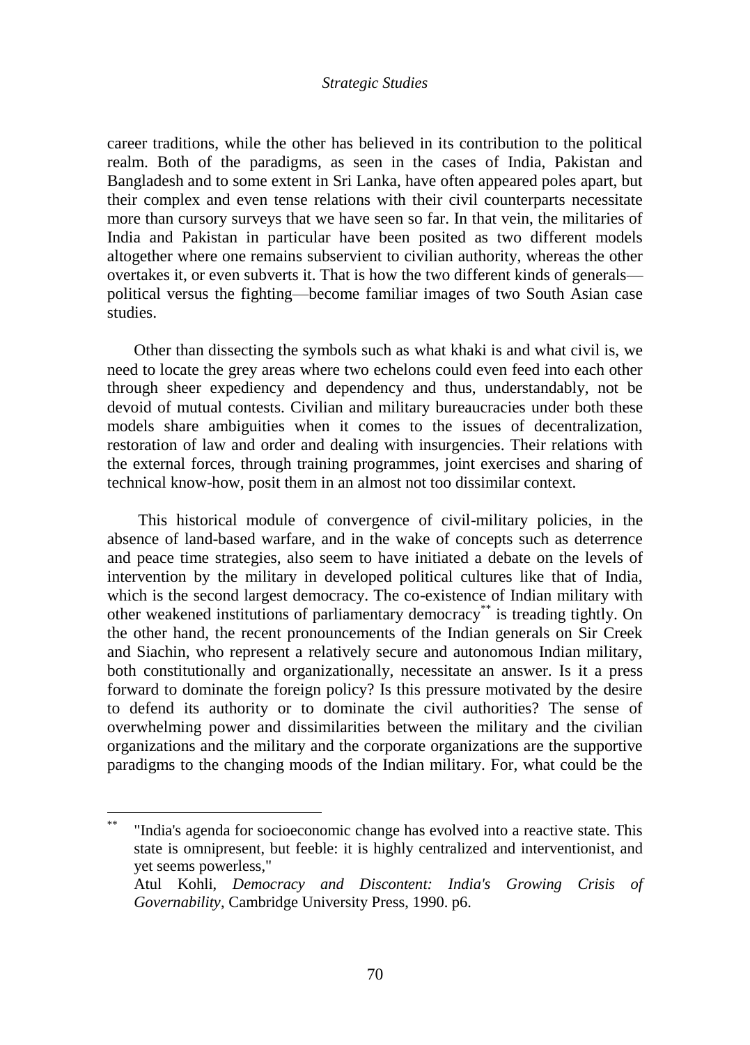career traditions, while the other has believed in its contribution to the political realm. Both of the paradigms, as seen in the cases of India, Pakistan and Bangladesh and to some extent in Sri Lanka, have often appeared poles apart, but their complex and even tense relations with their civil counterparts necessitate more than cursory surveys that we have seen so far. In that vein, the militaries of India and Pakistan in particular have been posited as two different models altogether where one remains subservient to civilian authority, whereas the other overtakes it, or even subverts it. That is how the two different kinds of generals—political versus the fighting—become familiar images of two South Asian case studies.

Other than dissecting the symbols such as what khaki is and what civil is, we need to locate the grey areas where two echelons could even feed into each other through sheer expediency and dependency and thus, understandably, not be devoid of mutual contests. Civilian and military bureaucracies under both these models share ambiguities when it comes to the issues of decentralization, restoration of law and order and dealing with insurgencies. Their relations with the external forces, through training programmes, joint exercises and sharing of technical know-how, posit them in an almost not too dissimilar context.

This historical module of convergence of civil-military policies, in the absence of land-based warfare, and in the wake of concepts such as deterrence and peace time strategies, also seem to have initiated a debate on the levels of intervention by the military in developed political cultures like that of India, which is the second largest democracy. The co-existence of Indian military with other weakened institutions of parliamentary democracy[**] is treading tightly. On the other hand, the recent pronouncements of the Indian generals on Sir Creek and Siachin, who represent a relatively secure and autonomous Indian military, both constitutionally and organizationally, necessitate an answer. Is it a press forward to dominate the foreign policy? Is this pressure motivated by the desire to defend its authority or to dominate the civil authorities? The sense of overwhelming power and dissimilarities between the military and the civilian organizations and the military and the corporate organizations are the supportive paradigms to the changing moods of the Indian military. For, what could be the

---

[**] "India's agenda for socioeconomic change has evolved into a reactive state. This state is omnipresent, but feeble: it is highly centralized and interventionist, and yet seems powerless,"
Atul Kohli, *Democracy and Discontent: India's Growing Crisis of Governability*, Cambridge University Press, 1990. p6.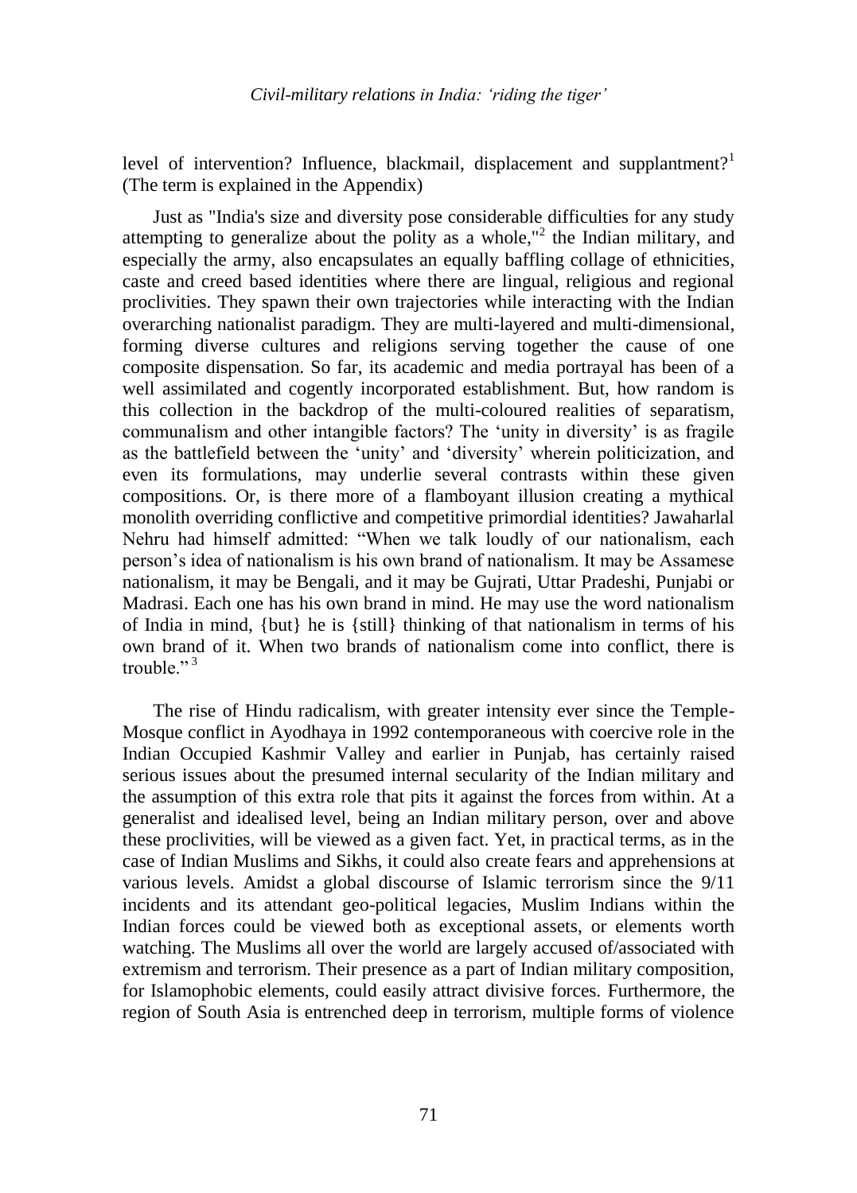level of intervention? Influence, blackmail, displacement and supplantment?[1] (The term is explained in the Appendix)

Just as "India's size and diversity pose considerable difficulties for any study attempting to generalize about the polity as a whole,"[2] the Indian military, and especially the army, also encapsulates an equally baffling collage of ethnicities, caste and creed based identities where there are lingual, religious and regional proclivities. They spawn their own trajectories while interacting with the Indian overarching nationalist paradigm. They are multi-layered and multi-dimensional, forming diverse cultures and religions serving together the cause of one composite dispensation. So far, its academic and media portrayal has been of a well assimilated and cogently incorporated establishment. But, how random is this collection in the backdrop of the multi-coloured realities of separatism, communalism and other intangible factors? The 'unity in diversity' is as fragile as the battlefield between the 'unity' and 'diversity' wherein politicization, and even its formulations, may underlie several contrasts within these given compositions. Or, is there more of a flamboyant illusion creating a mythical monolith overriding conflictive and competitive primordial identities? Jawaharlal Nehru had himself admitted: "When we talk loudly of our nationalism, each person's idea of nationalism is his own brand of nationalism. It may be Assamese nationalism, it may be Bengali, and it may be Gujrati, Uttar Pradeshi, Punjabi or Madrasi. Each one has his own brand in mind. He may use the word nationalism of India in mind, {but} he is {still} thinking of that nationalism in terms of his own brand of it. When two brands of nationalism come into conflict, there is trouble."[3]

The rise of Hindu radicalism, with greater intensity ever since the Temple-Mosque conflict in Ayodhaya in 1992 contemporaneous with coercive role in the Indian Occupied Kashmir Valley and earlier in Punjab, has certainly raised serious issues about the presumed internal secularity of the Indian military and the assumption of this extra role that pits it against the forces from within. At a generalist and idealised level, being an Indian military person, over and above these proclivities, will be viewed as a given fact. Yet, in practical terms, as in the case of Indian Muslims and Sikhs, it could also create fears and apprehensions at various levels. Amidst a global discourse of Islamic terrorism since the 9/11 incidents and its attendant geo-political legacies, Muslim Indians within the Indian forces could be viewed both as exceptional assets, or elements worth watching. The Muslims all over the world are largely accused of/associated with extremism and terrorism. Their presence as a part of Indian military composition, for Islamophobic elements, could easily attract divisive forces. Furthermore, the region of South Asia is entrenched deep in terrorism, multiple forms of violence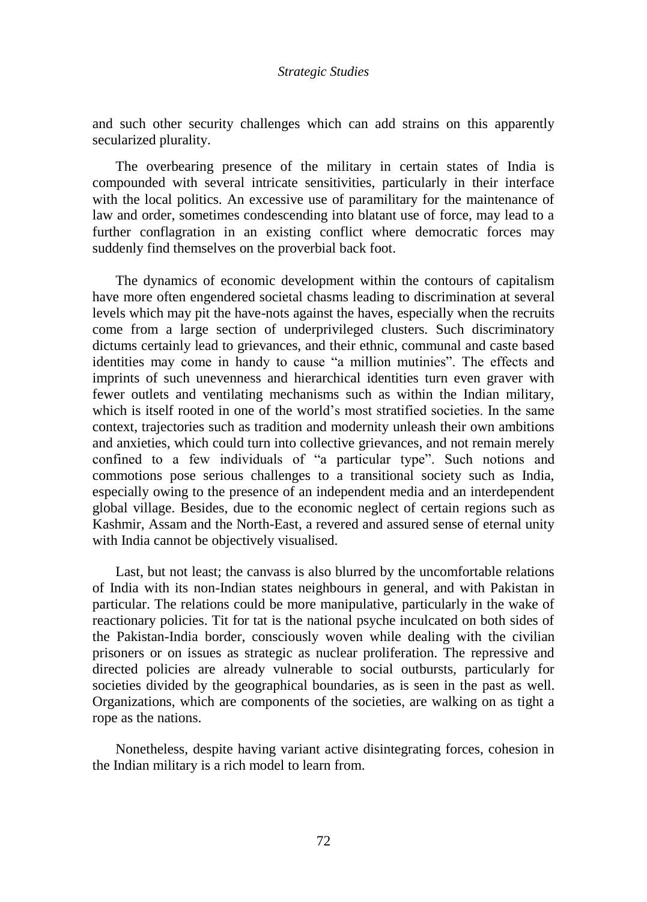and such other security challenges which can add strains on this apparently secularized plurality.

The overbearing presence of the military in certain states of India is compounded with several intricate sensitivities, particularly in their interface with the local politics. An excessive use of paramilitary for the maintenance of law and order, sometimes condescending into blatant use of force, may lead to a further conflagration in an existing conflict where democratic forces may suddenly find themselves on the proverbial back foot.

The dynamics of economic development within the contours of capitalism have more often engendered societal chasms leading to discrimination at several levels which may pit the have-nots against the haves, especially when the recruits come from a large section of underprivileged clusters. Such discriminatory dictums certainly lead to grievances, and their ethnic, communal and caste based identities may come in handy to cause "a million mutinies". The effects and imprints of such unevenness and hierarchical identities turn even graver with fewer outlets and ventilating mechanisms such as within the Indian military, which is itself rooted in one of the world's most stratified societies. In the same context, trajectories such as tradition and modernity unleash their own ambitions and anxieties, which could turn into collective grievances, and not remain merely confined to a few individuals of "a particular type". Such notions and commotions pose serious challenges to a transitional society such as India, especially owing to the presence of an independent media and an interdependent global village. Besides, due to the economic neglect of certain regions such as Kashmir, Assam and the North-East, a revered and assured sense of eternal unity with India cannot be objectively visualised.

Last, but not least; the canvass is also blurred by the uncomfortable relations of India with its non-Indian states neighbours in general, and with Pakistan in particular. The relations could be more manipulative, particularly in the wake of reactionary policies. Tit for tat is the national psyche inculcated on both sides of the Pakistan-India border, consciously woven while dealing with the civilian prisoners or on issues as strategic as nuclear proliferation. The repressive and directed policies are already vulnerable to social outbursts, particularly for societies divided by the geographical boundaries, as is seen in the past as well. Organizations, which are components of the societies, are walking on as tight a rope as the nations.

Nonetheless, despite having variant active disintegrating forces, cohesion in the Indian military is a rich model to learn from.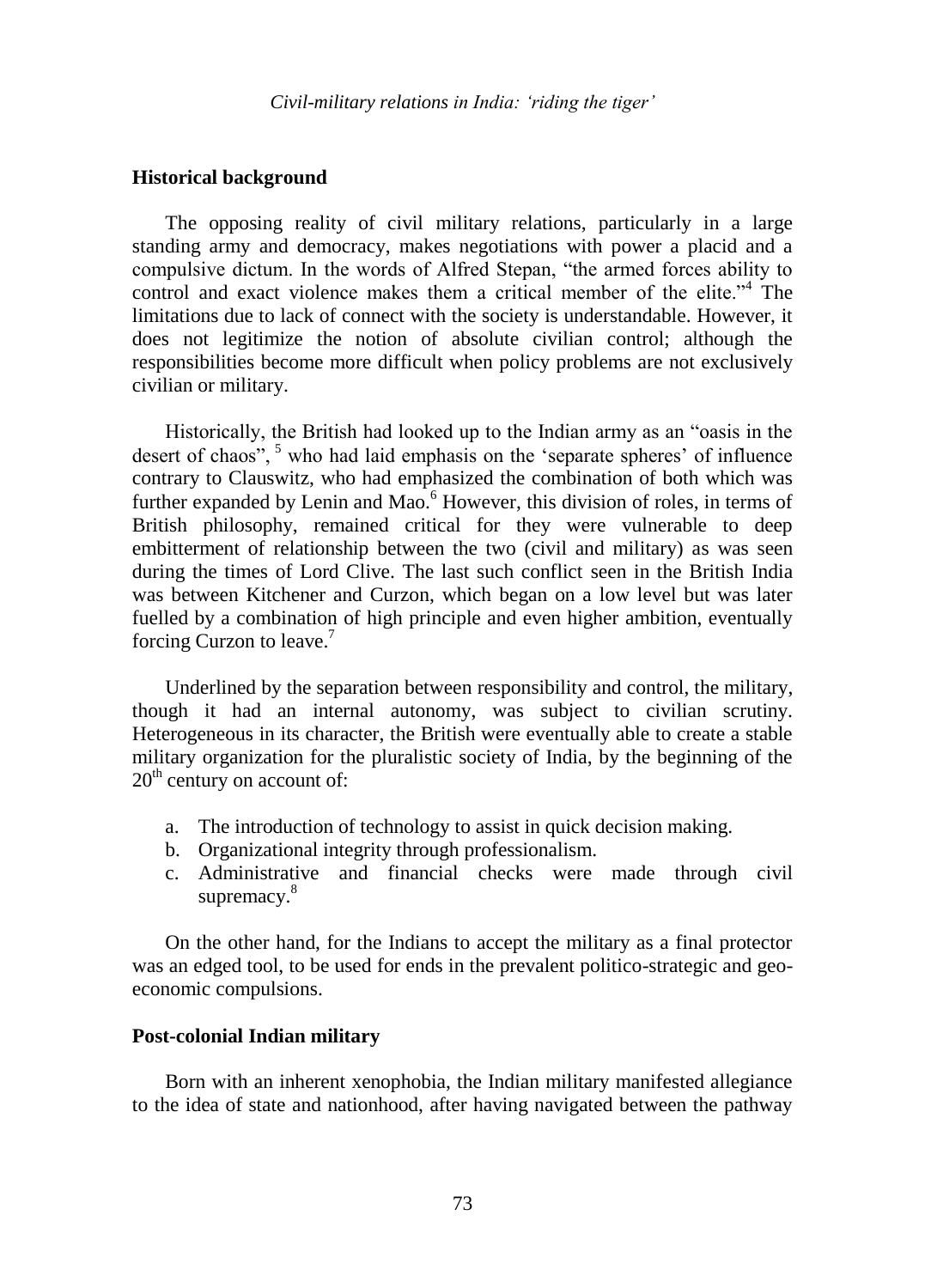## Historical background

The opposing reality of civil military relations, particularly in a large standing army and democracy, makes negotiations with power a placid and a compulsive dictum. In the words of Alfred Stepan, "the armed forces ability to control and exact violence makes them a critical member of the elite."[4] The limitations due to lack of connect with the society is understandable. However, it does not legitimize the notion of absolute civilian control; although the responsibilities become more difficult when policy problems are not exclusively civilian or military.

Historically, the British had looked up to the Indian army as an "oasis in the desert of chaos", [5] who had laid emphasis on the 'separate spheres' of influence contrary to Clauswitz, who had emphasized the combination of both which was further expanded by Lenin and Mao.[6] However, this division of roles, in terms of British philosophy, remained critical for they were vulnerable to deep embitterment of relationship between the two (civil and military) as was seen during the times of Lord Clive. The last such conflict seen in the British India was between Kitchener and Curzon, which began on a low level but was later fuelled by a combination of high principle and even higher ambition, eventually forcing Curzon to leave.[7]

Underlined by the separation between responsibility and control, the military, though it had an internal autonomy, was subject to civilian scrutiny. Heterogeneous in its character, the British were eventually able to create a stable military organization for the pluralistic society of India, by the beginning of the 20th century on account of:

a. The introduction of technology to assist in quick decision making.
b. Organizational integrity through professionalism.
c. Administrative and financial checks were made through civil supremacy.[8]

On the other hand, for the Indians to accept the military as a final protector was an edged tool, to be used for ends in the prevalent politico-strategic and geo-economic compulsions.

## Post-colonial Indian military

Born with an inherent xenophobia, the Indian military manifested allegiance to the idea of state and nationhood, after having navigated between the pathway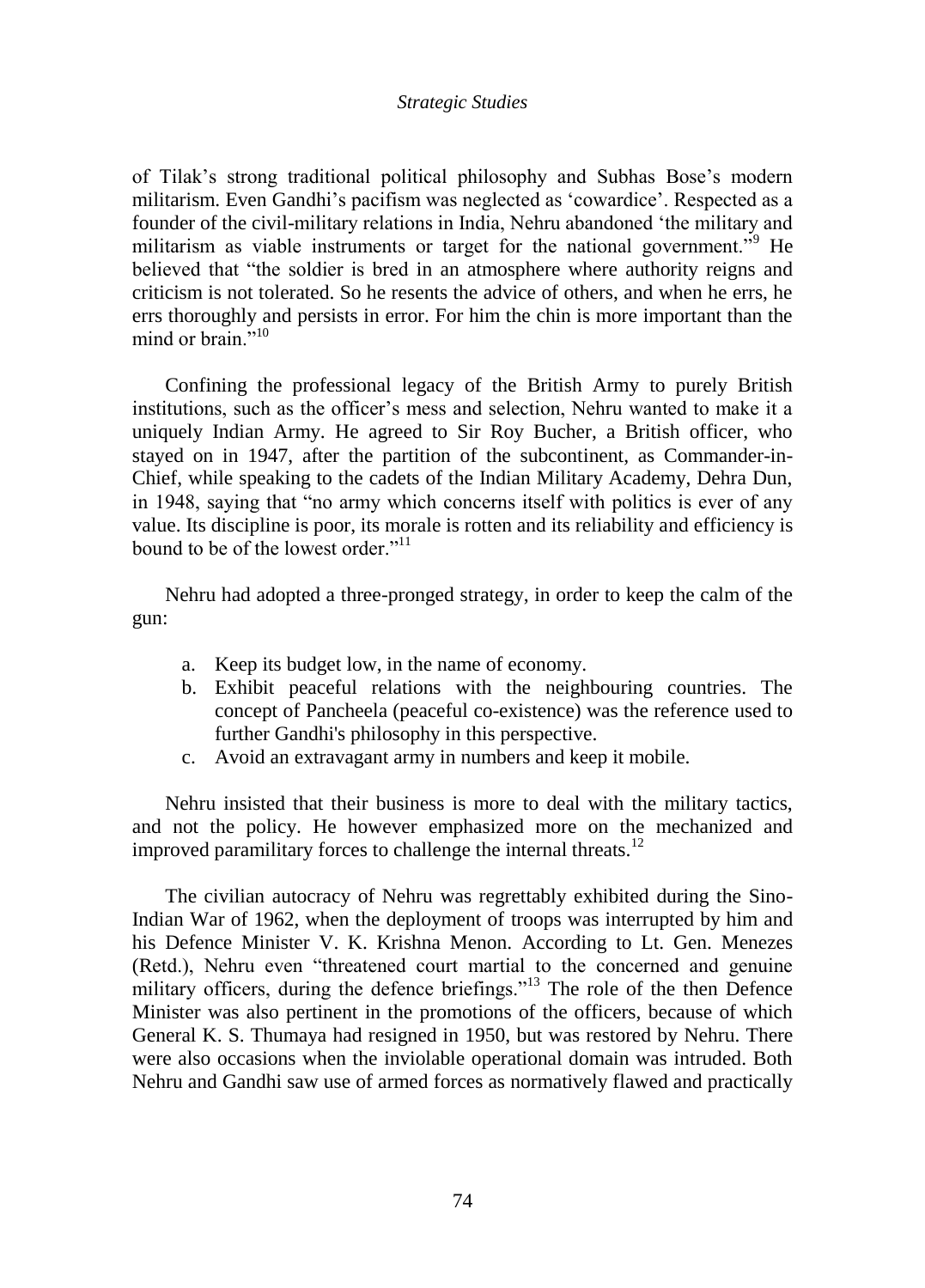of Tilak's strong traditional political philosophy and Subhas Bose's modern militarism. Even Gandhi's pacifism was neglected as 'cowardice'. Respected as a founder of the civil-military relations in India, Nehru abandoned 'the military and militarism as viable instruments or target for the national government."[9] He believed that "the soldier is bred in an atmosphere where authority reigns and criticism is not tolerated. So he resents the advice of others, and when he errs, he errs thoroughly and persists in error. For him the chin is more important than the mind or brain."[10]

Confining the professional legacy of the British Army to purely British institutions, such as the officer's mess and selection, Nehru wanted to make it a uniquely Indian Army. He agreed to Sir Roy Bucher, a British officer, who stayed on in 1947, after the partition of the subcontinent, as Commander-in-Chief, while speaking to the cadets of the Indian Military Academy, Dehra Dun, in 1948, saying that "no army which concerns itself with politics is ever of any value. Its discipline is poor, its morale is rotten and its reliability and efficiency is bound to be of the lowest order."[11]

Nehru had adopted a three-pronged strategy, in order to keep the calm of the gun:

a. Keep its budget low, in the name of economy.
b. Exhibit peaceful relations with the neighbouring countries. The concept of Pancheela (peaceful co-existence) was the reference used to further Gandhi's philosophy in this perspective.
c. Avoid an extravagant army in numbers and keep it mobile.

Nehru insisted that their business is more to deal with the military tactics, and not the policy. He however emphasized more on the mechanized and improved paramilitary forces to challenge the internal threats.[12]

The civilian autocracy of Nehru was regrettably exhibited during the Sino-Indian War of 1962, when the deployment of troops was interrupted by him and his Defence Minister V. K. Krishna Menon. According to Lt. Gen. Menezes (Retd.), Nehru even "threatened court martial to the concerned and genuine military officers, during the defence briefings."[13] The role of the then Defence Minister was also pertinent in the promotions of the officers, because of which General K. S. Thumaya had resigned in 1950, but was restored by Nehru. There were also occasions when the inviolable operational domain was intruded. Both Nehru and Gandhi saw use of armed forces as normatively flawed and practically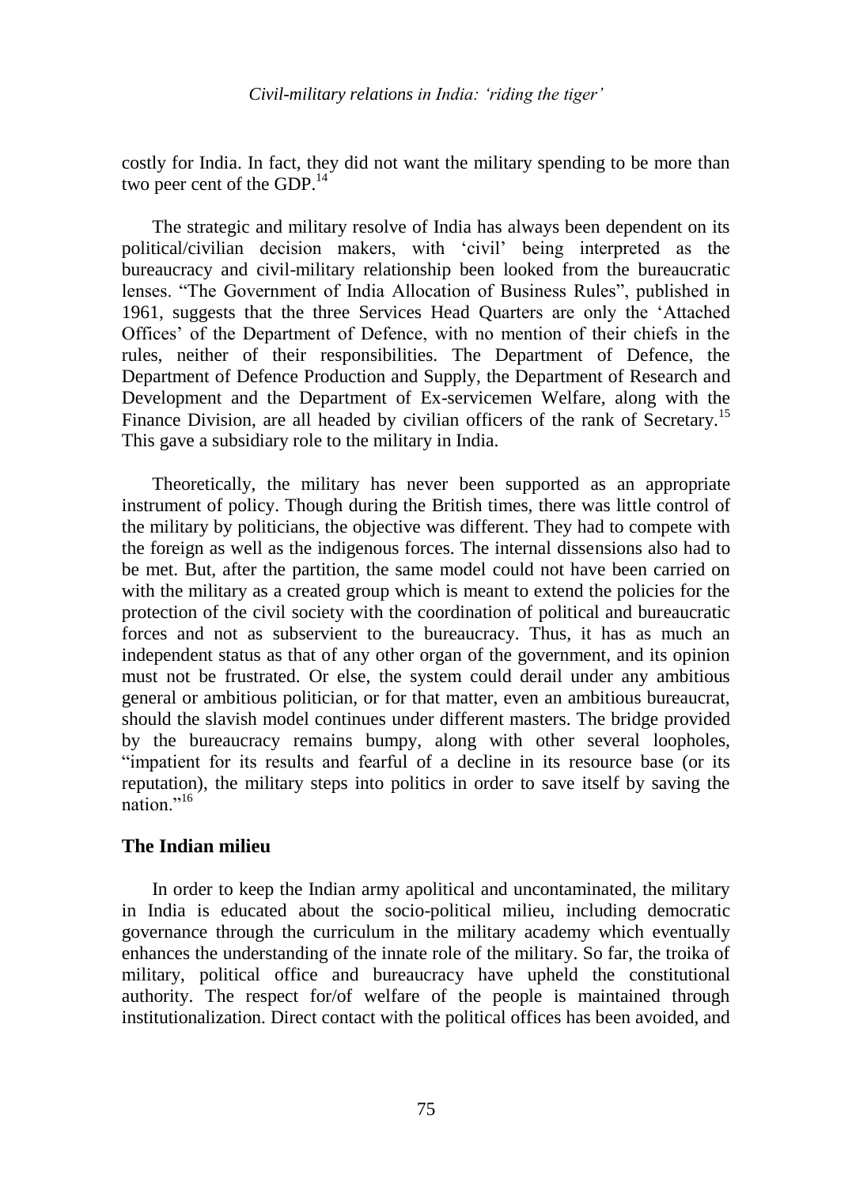costly for India. In fact, they did not want the military spending to be more than two peer cent of the GDP.[14]

The strategic and military resolve of India has always been dependent on its political/civilian decision makers, with 'civil' being interpreted as the bureaucracy and civil-military relationship been looked from the bureaucratic lenses. "The Government of India Allocation of Business Rules", published in 1961, suggests that the three Services Head Quarters are only the 'Attached Offices' of the Department of Defence, with no mention of their chiefs in the rules, neither of their responsibilities. The Department of Defence, the Department of Defence Production and Supply, the Department of Research and Development and the Department of Ex-servicemen Welfare, along with the Finance Division, are all headed by civilian officers of the rank of Secretary.[15] This gave a subsidiary role to the military in India.

Theoretically, the military has never been supported as an appropriate instrument of policy. Though during the British times, there was little control of the military by politicians, the objective was different. They had to compete with the foreign as well as the indigenous forces. The internal dissensions also had to be met. But, after the partition, the same model could not have been carried on with the military as a created group which is meant to extend the policies for the protection of the civil society with the coordination of political and bureaucratic forces and not as subservient to the bureaucracy. Thus, it has as much an independent status as that of any other organ of the government, and its opinion must not be frustrated. Or else, the system could derail under any ambitious general or ambitious politician, or for that matter, even an ambitious bureaucrat, should the slavish model continues under different masters. The bridge provided by the bureaucracy remains bumpy, along with other several loopholes, "impatient for its results and fearful of a decline in its resource base (or its reputation), the military steps into politics in order to save itself by saving the nation."[16]

## The Indian milieu

In order to keep the Indian army apolitical and uncontaminated, the military in India is educated about the socio-political milieu, including democratic governance through the curriculum in the military academy which eventually enhances the understanding of the innate role of the military. So far, the troika of military, political office and bureaucracy have upheld the constitutional authority. The respect for/of welfare of the people is maintained through institutionalization. Direct contact with the political offices has been avoided, and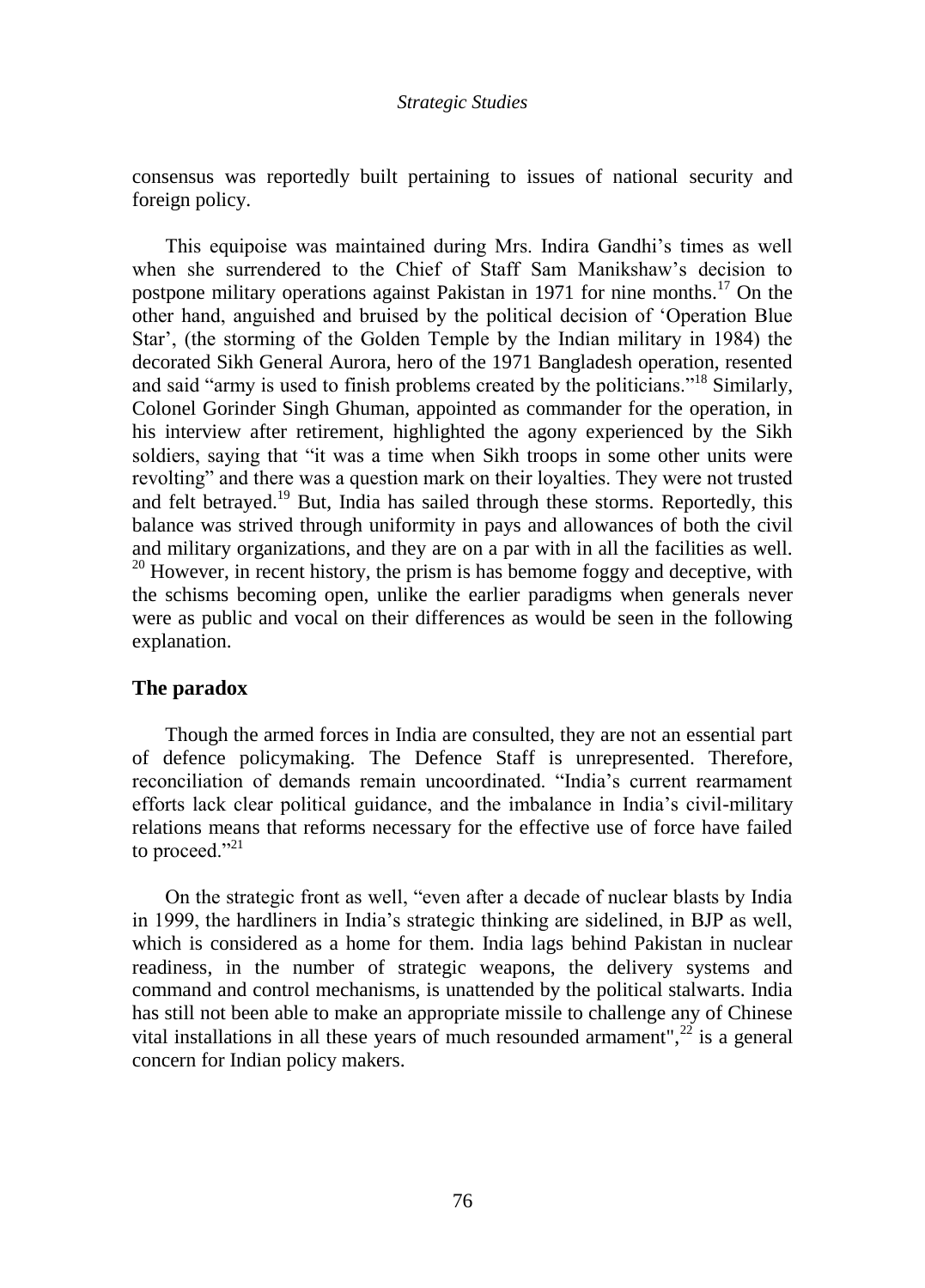consensus was reportedly built pertaining to issues of national security and foreign policy.

This equipoise was maintained during Mrs. Indira Gandhi's times as well when she surrendered to the Chief of Staff Sam Manikshaw's decision to postpone military operations against Pakistan in 1971 for nine months.[17] On the other hand, anguished and bruised by the political decision of 'Operation Blue Star', (the storming of the Golden Temple by the Indian military in 1984) the decorated Sikh General Aurora, hero of the 1971 Bangladesh operation, resented and said "army is used to finish problems created by the politicians."[18] Similarly, Colonel Gorinder Singh Ghuman, appointed as commander for the operation, in his interview after retirement, highlighted the agony experienced by the Sikh soldiers, saying that "it was a time when Sikh troops in some other units were revolting" and there was a question mark on their loyalties. They were not trusted and felt betrayed.[19] But, India has sailed through these storms. Reportedly, this balance was strived through uniformity in pays and allowances of both the civil and military organizations, and they are on a par with in all the facilities as well.[20] However, in recent history, the prism is has bemome foggy and deceptive, with the schisms becoming open, unlike the earlier paradigms when generals never were as public and vocal on their differences as would be seen in the following explanation.

## The paradox

Though the armed forces in India are consulted, they are not an essential part of defence policymaking. The Defence Staff is unrepresented. Therefore, reconciliation of demands remain uncoordinated. "India's current rearmament efforts lack clear political guidance, and the imbalance in India's civil-military relations means that reforms necessary for the effective use of force have failed to proceed."[21]

On the strategic front as well, "even after a decade of nuclear blasts by India in 1999, the hardliners in India's strategic thinking are sidelined, in BJP as well, which is considered as a home for them. India lags behind Pakistan in nuclear readiness, in the number of strategic weapons, the delivery systems and command and control mechanisms, is unattended by the political stalwarts. India has still not been able to make an appropriate missile to challenge any of Chinese vital installations in all these years of much resounded armament",[22] is a general concern for Indian policy makers.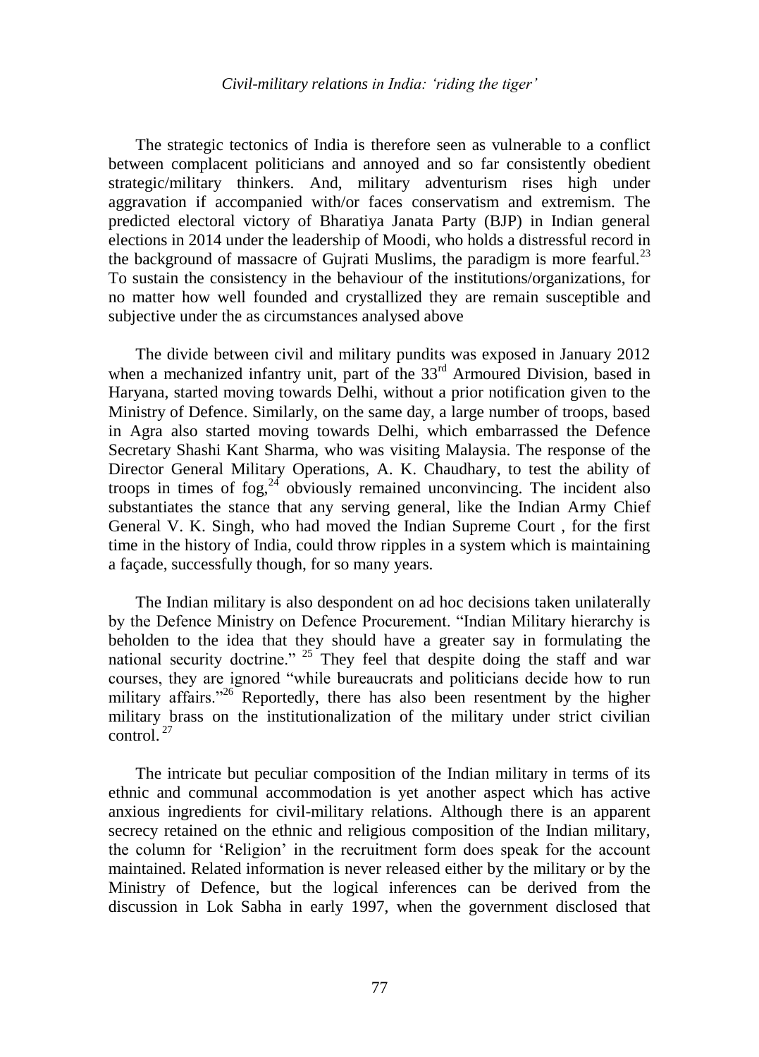The strategic tectonics of India is therefore seen as vulnerable to a conflict between complacent politicians and annoyed and so far consistently obedient strategic/military thinkers. And, military adventurism rises high under aggravation if accompanied with/or faces conservatism and extremism. The predicted electoral victory of Bharatiya Janata Party (BJP) in Indian general elections in 2014 under the leadership of Moodi, who holds a distressful record in the background of massacre of Gujrati Muslims, the paradigm is more fearful.[23] To sustain the consistency in the behaviour of the institutions/organizations, for no matter how well founded and crystallized they are remain susceptible and subjective under the as circumstances analysed above

The divide between civil and military pundits was exposed in January 2012 when a mechanized infantry unit, part of the 33rd Armoured Division, based in Haryana, started moving towards Delhi, without a prior notification given to the Ministry of Defence. Similarly, on the same day, a large number of troops, based in Agra also started moving towards Delhi, which embarrassed the Defence Secretary Shashi Kant Sharma, who was visiting Malaysia. The response of the Director General Military Operations, A. K. Chaudhary, to test the ability of troops in times of fog,[24] obviously remained unconvincing. The incident also substantiates the stance that any serving general, like the Indian Army Chief General V. K. Singh, who had moved the Indian Supreme Court , for the first time in the history of India, could throw ripples in a system which is maintaining a façade, successfully though, for so many years.

The Indian military is also despondent on ad hoc decisions taken unilaterally by the Defence Ministry on Defence Procurement. "Indian Military hierarchy is beholden to the idea that they should have a greater say in formulating the national security doctrine." [25] They feel that despite doing the staff and war courses, they are ignored "while bureaucrats and politicians decide how to run military affairs."[26] Reportedly, there has also been resentment by the higher military brass on the institutionalization of the military under strict civilian control. [27]

The intricate but peculiar composition of the Indian military in terms of its ethnic and communal accommodation is yet another aspect which has active anxious ingredients for civil-military relations. Although there is an apparent secrecy retained on the ethnic and religious composition of the Indian military, the column for 'Religion' in the recruitment form does speak for the account maintained. Related information is never released either by the military or by the Ministry of Defence, but the logical inferences can be derived from the discussion in Lok Sabha in early 1997, when the government disclosed that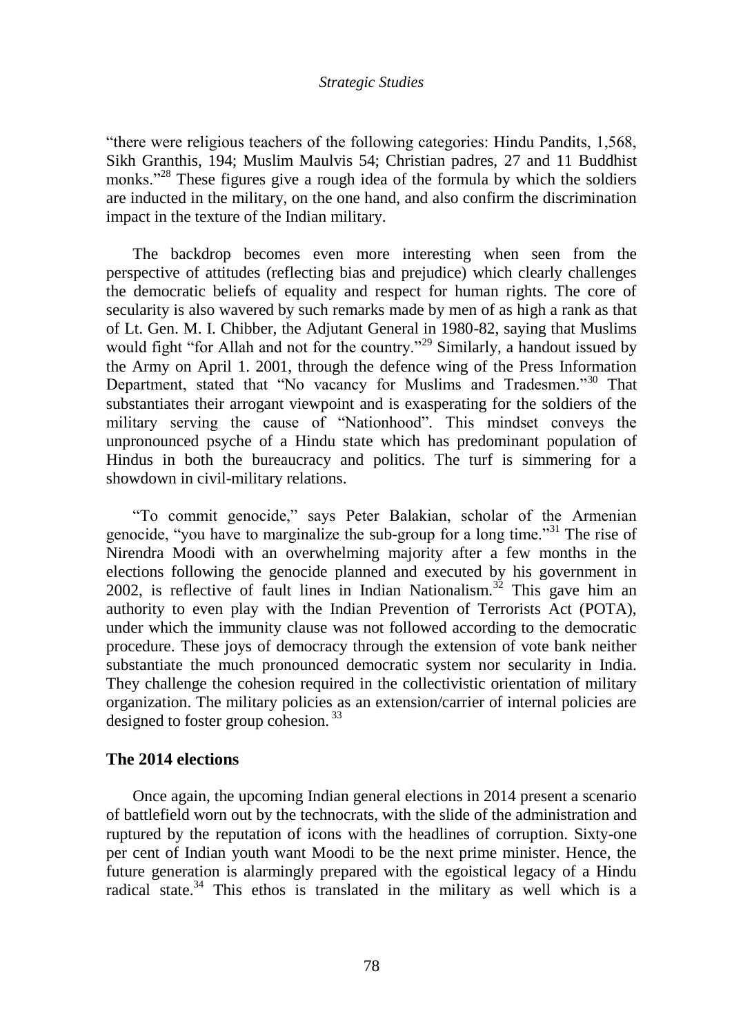"there were religious teachers of the following categories: Hindu Pandits, 1,568, Sikh Granthis, 194; Muslim Maulvis 54; Christian padres, 27 and 11 Buddhist monks."[28] These figures give a rough idea of the formula by which the soldiers are inducted in the military, on the one hand, and also confirm the discrimination impact in the texture of the Indian military.

The backdrop becomes even more interesting when seen from the perspective of attitudes (reflecting bias and prejudice) which clearly challenges the democratic beliefs of equality and respect for human rights. The core of secularity is also wavered by such remarks made by men of as high a rank as that of Lt. Gen. M. I. Chibber, the Adjutant General in 1980-82, saying that Muslims would fight "for Allah and not for the country."[29] Similarly, a handout issued by the Army on April 1. 2001, through the defence wing of the Press Information Department, stated that "No vacancy for Muslims and Tradesmen."[30] That substantiates their arrogant viewpoint and is exasperating for the soldiers of the military serving the cause of "Nationhood". This mindset conveys the unpronounced psyche of a Hindu state which has predominant population of Hindus in both the bureaucracy and politics. The turf is simmering for a showdown in civil-military relations.

"To commit genocide," says Peter Balakian, scholar of the Armenian genocide, "you have to marginalize the sub-group for a long time."[31] The rise of Nirendra Moodi with an overwhelming majority after a few months in the elections following the genocide planned and executed by his government in 2002, is reflective of fault lines in Indian Nationalism.[32] This gave him an authority to even play with the Indian Prevention of Terrorists Act (POTA), under which the immunity clause was not followed according to the democratic procedure. These joys of democracy through the extension of vote bank neither substantiate the much pronounced democratic system nor secularity in India. They challenge the cohesion required in the collectivistic orientation of military organization. The military policies as an extension/carrier of internal policies are designed to foster group cohesion.[33]

## The 2014 elections

Once again, the upcoming Indian general elections in 2014 present a scenario of battlefield worn out by the technocrats, with the slide of the administration and ruptured by the reputation of icons with the headlines of corruption. Sixty-one per cent of Indian youth want Moodi to be the next prime minister. Hence, the future generation is alarmingly prepared with the egoistical legacy of a Hindu radical state.[34] This ethos is translated in the military as well which is a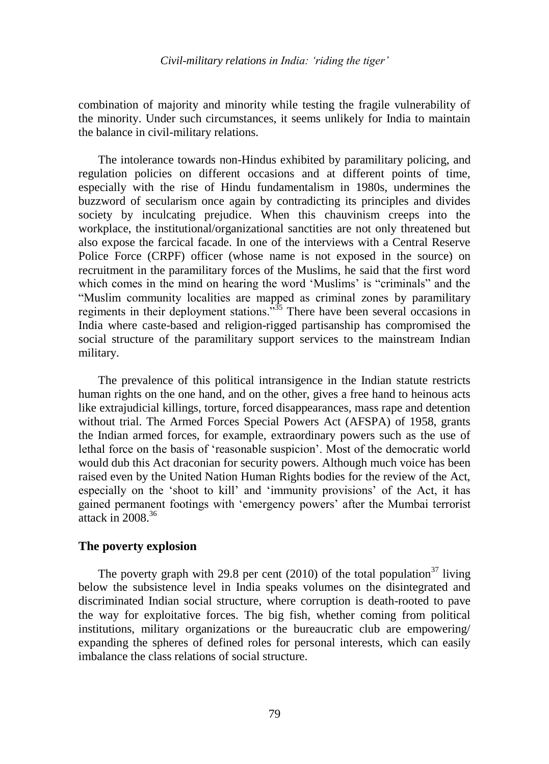combination of majority and minority while testing the fragile vulnerability of the minority. Under such circumstances, it seems unlikely for India to maintain the balance in civil-military relations.

The intolerance towards non-Hindus exhibited by paramilitary policing, and regulation policies on different occasions and at different points of time, especially with the rise of Hindu fundamentalism in 1980s, undermines the buzzword of secularism once again by contradicting its principles and divides society by inculcating prejudice. When this chauvinism creeps into the workplace, the institutional/organizational sanctities are not only threatened but also expose the farcical facade. In one of the interviews with a Central Reserve Police Force (CRPF) officer (whose name is not exposed in the source) on recruitment in the paramilitary forces of the Muslims, he said that the first word which comes in the mind on hearing the word 'Muslims' is "criminals" and the "Muslim community localities are mapped as criminal zones by paramilitary regiments in their deployment stations."[35] There have been several occasions in India where caste-based and religion-rigged partisanship has compromised the social structure of the paramilitary support services to the mainstream Indian military.

The prevalence of this political intransigence in the Indian statute restricts human rights on the one hand, and on the other, gives a free hand to heinous acts like extrajudicial killings, torture, forced disappearances, mass rape and detention without trial. The Armed Forces Special Powers Act (AFSPA) of 1958, grants the Indian armed forces, for example, extraordinary powers such as the use of lethal force on the basis of 'reasonable suspicion'. Most of the democratic world would dub this Act draconian for security powers. Although much voice has been raised even by the United Nation Human Rights bodies for the review of the Act, especially on the 'shoot to kill' and 'immunity provisions' of the Act, it has gained permanent footings with 'emergency powers' after the Mumbai terrorist attack in 2008.[36]

## The poverty explosion

The poverty graph with 29.8 per cent (2010) of the total population[37] living below the subsistence level in India speaks volumes on the disintegrated and discriminated Indian social structure, where corruption is death-rooted to pave the way for exploitative forces. The big fish, whether coming from political institutions, military organizations or the bureaucratic club are empowering/ expanding the spheres of defined roles for personal interests, which can easily imbalance the class relations of social structure.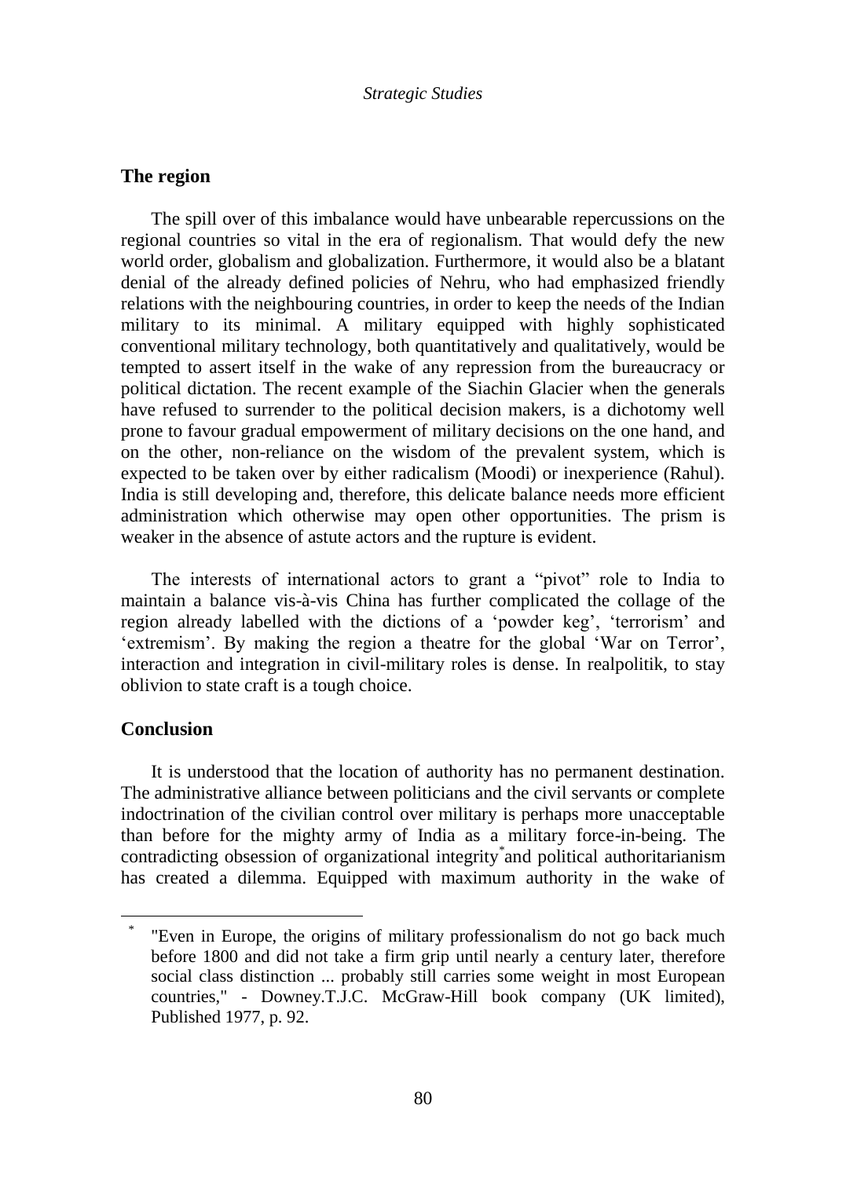## The region

The spill over of this imbalance would have unbearable repercussions on the regional countries so vital in the era of regionalism. That would defy the new world order, globalism and globalization. Furthermore, it would also be a blatant denial of the already defined policies of Nehru, who had emphasized friendly relations with the neighbouring countries, in order to keep the needs of the Indian military to its minimal. A military equipped with highly sophisticated conventional military technology, both quantitatively and qualitatively, would be tempted to assert itself in the wake of any repression from the bureaucracy or political dictation. The recent example of the Siachin Glacier when the generals have refused to surrender to the political decision makers, is a dichotomy well prone to favour gradual empowerment of military decisions on the one hand, and on the other, non-reliance on the wisdom of the prevalent system, which is expected to be taken over by either radicalism (Moodi) or inexperience (Rahul). India is still developing and, therefore, this delicate balance needs more efficient administration which otherwise may open other opportunities. The prism is weaker in the absence of astute actors and the rupture is evident.

The interests of international actors to grant a "pivot" role to India to maintain a balance vis-à-vis China has further complicated the collage of the region already labelled with the dictions of a 'powder keg', 'terrorism' and 'extremism'. By making the region a theatre for the global 'War on Terror', interaction and integration in civil-military roles is dense. In realpolitik, to stay oblivion to state craft is a tough choice.

## Conclusion

It is understood that the location of authority has no permanent destination. The administrative alliance between politicians and the civil servants or complete indoctrination of the civilian control over military is perhaps more unacceptable than before for the mighty army of India as a military force-in-being. The contradicting obsession of organizational integrity[*] and political authoritarianism has created a dilemma. Equipped with maximum authority in the wake of

[*] "Even in Europe, the origins of military professionalism do not go back much before 1800 and did not take a firm grip until nearly a century later, therefore social class distinction ... probably still carries some weight in most European countries," - Downey.T.J.C. McGraw-Hill book company (UK limited), Published 1977, p. 92.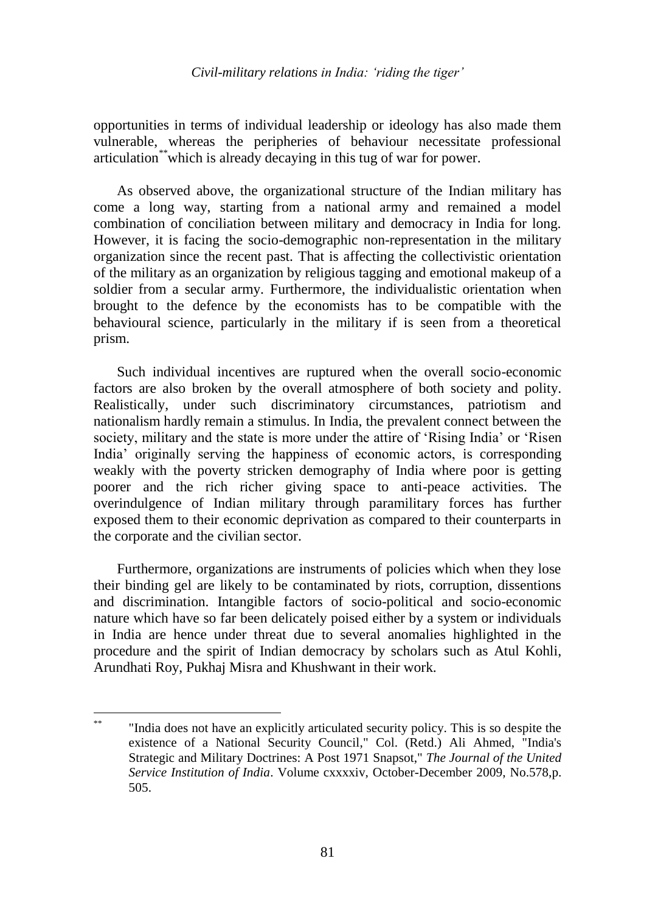opportunities in terms of individual leadership or ideology has also made them vulnerable, whereas the peripheries of behaviour necessitate professional articulation[**] which is already decaying in this tug of war for power.

As observed above, the organizational structure of the Indian military has come a long way, starting from a national army and remained a model combination of conciliation between military and democracy in India for long. However, it is facing the socio-demographic non-representation in the military organization since the recent past. That is affecting the collectivistic orientation of the military as an organization by religious tagging and emotional makeup of a soldier from a secular army. Furthermore, the individualistic orientation when brought to the defence by the economists has to be compatible with the behavioural science, particularly in the military if is seen from a theoretical prism.

Such individual incentives are ruptured when the overall socio-economic factors are also broken by the overall atmosphere of both society and polity. Realistically, under such discriminatory circumstances, patriotism and nationalism hardly remain a stimulus. In India, the prevalent connect between the society, military and the state is more under the attire of 'Rising India' or 'Risen India' originally serving the happiness of economic actors, is corresponding weakly with the poverty stricken demography of India where poor is getting poorer and the rich richer giving space to anti-peace activities. The overindulgence of Indian military through paramilitary forces has further exposed them to their economic deprivation as compared to their counterparts in the corporate and the civilian sector.

Furthermore, organizations are instruments of policies which when they lose their binding gel are likely to be contaminated by riots, corruption, dissentions and discrimination. Intangible factors of socio-political and socio-economic nature which have so far been delicately poised either by a system or individuals in India are hence under threat due to several anomalies highlighted in the procedure and the spirit of Indian democracy by scholars such as Atul Kohli, Arundhati Roy, Pukhaj Misra and Khushwant in their work.

---

[**] "India does not have an explicitly articulated security policy. This is so despite the existence of a National Security Council," Col. (Retd.) Ali Ahmed, "India's Strategic and Military Doctrines: A Post 1971 Snapsot," *The Journal of the United Service Institution of India*. Volume cxxxxiv, October-December 2009, No.578,p. 505.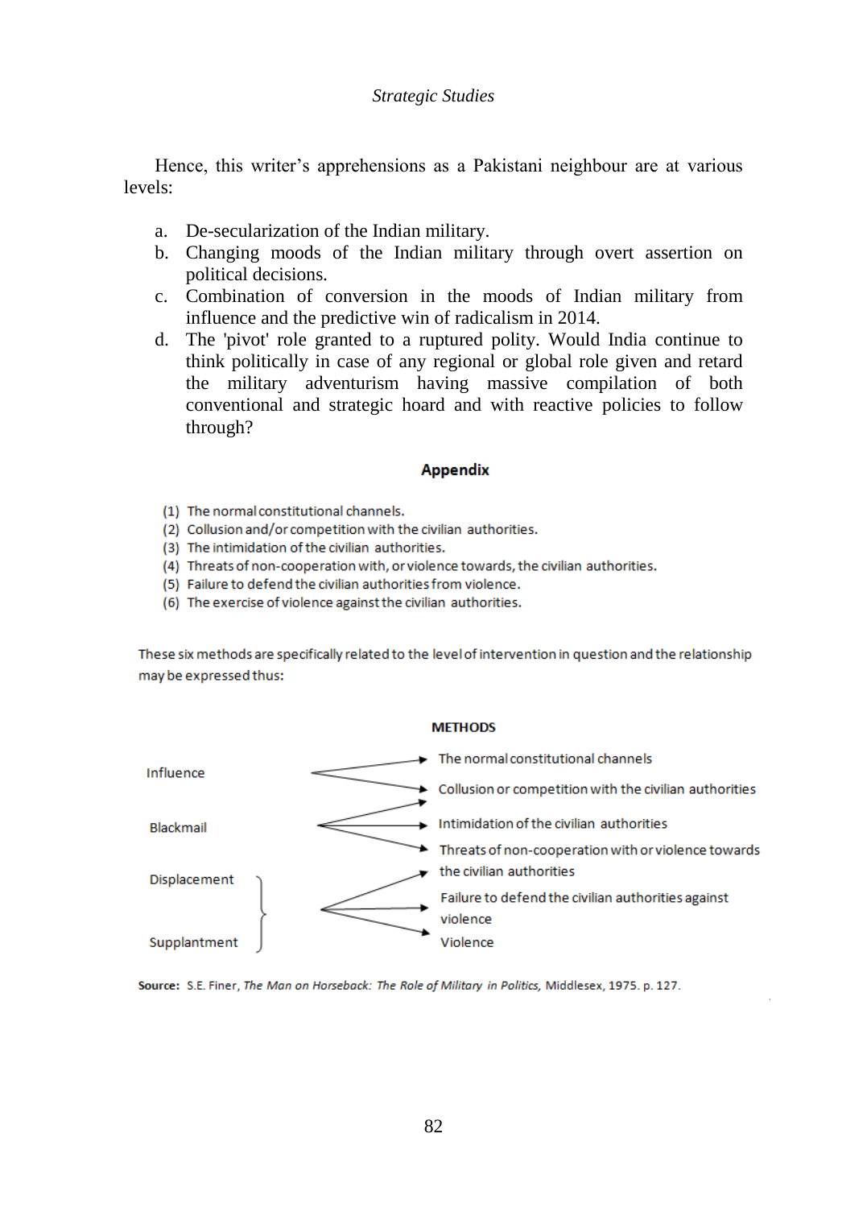Hence, this writer's apprehensions as a Pakistani neighbour are at various levels:

a. De-secularization of the Indian military.
b. Changing moods of the Indian military through overt assertion on political decisions.
c. Combination of conversion in the moods of Indian military from influence and the predictive win of radicalism in 2014.
d. The 'pivot' role granted to a ruptured polity. Would India continue to think politically in case of any regional or global role given and retard the military adventurism having massive compilation of both conventional and strategic hoard and with reactive policies to follow through?

## Appendix

(1) The normal constitutional channels.
(2) Collusion and/or competition with the civilian authorities.
(3) The intimidation of the civilian authorities.
(4) Threats of non-cooperation with, or violence towards, the civilian authorities.
(5) Failure to defend the civilian authorities from violence.
(6) The exercise of violence against the civilian authorities.

These six methods are specifically related to the level of intervention in question and the relationship may be expressed thus:

**METHODS**

| Level | Methods |
|---|---|
| Influence | The normal constitutional channels |
| | Collusion or competition with the civilian authorities |
| Blackmail | Collusion or competition with the civilian authorities |
| | Intimidation of the civilian authorities |
| | Threats of non-cooperation with or violence towards the civilian authorities |
| Displacement / Supplantment | Threats of non-cooperation with or violence towards the civilian authorities |
| | Failure to defend the civilian authorities against violence |
| | Violence |

**Source:** S.E. Finer, *The Man on Horseback: The Role of Military in Politics*, Middlesex, 1975. p. 127.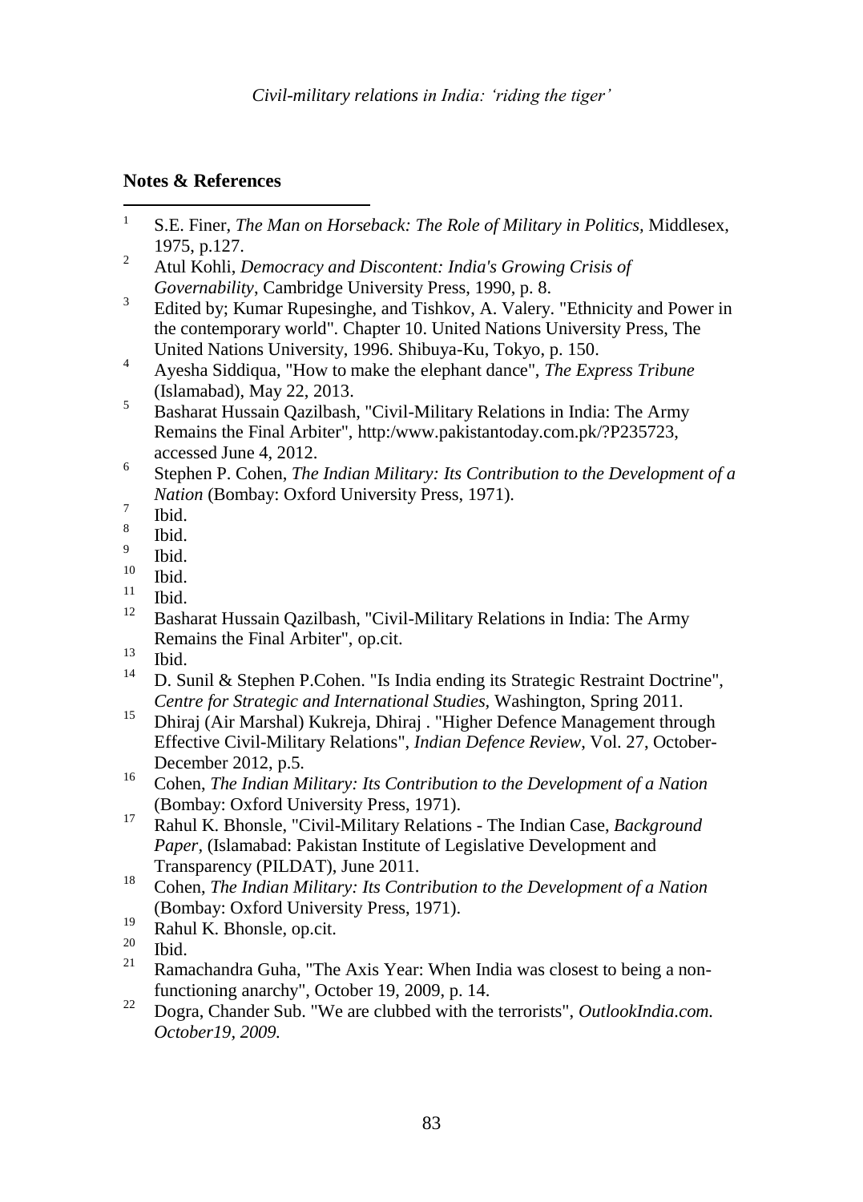## Notes & References

1. S.E. Finer, *The Man on Horseback: The Role of Military in Politics*, Middlesex, 1975, p.127.
2. Atul Kohli, *Democracy and Discontent: India's Growing Crisis of Governability*, Cambridge University Press, 1990, p. 8.
3. Edited by; Kumar Rupesinghe, and Tishkov, A. Valery. "Ethnicity and Power in the contemporary world". Chapter 10. United Nations University Press, The United Nations University, 1996. Shibuya-Ku, Tokyo, p. 150.
4. Ayesha Siddiqua, "How to make the elephant dance", *The Express Tribune* (Islamabad), May 22, 2013.
5. Basharat Hussain Qazilbash, "Civil-Military Relations in India: The Army Remains the Final Arbiter", http:/www.pakistantoday.com.pk/?P235723, accessed June 4, 2012.
6. Stephen P. Cohen, *The Indian Military: Its Contribution to the Development of a Nation* (Bombay: Oxford University Press, 1971).
7. Ibid.
8. Ibid.
9. Ibid.
10. Ibid.
11. Ibid.
12. Basharat Hussain Qazilbash, "Civil-Military Relations in India: The Army Remains the Final Arbiter", op.cit.
13. Ibid.
14. D. Sunil & Stephen P.Cohen. "Is India ending its Strategic Restraint Doctrine", *Centre for Strategic and International Studies*, Washington, Spring 2011.
15. Dhiraj (Air Marshal) Kukreja, Dhiraj . "Higher Defence Management through Effective Civil-Military Relations", *Indian Defence Review*, Vol. 27, October-December 2012, p.5.
16. Cohen, *The Indian Military: Its Contribution to the Development of a Nation* (Bombay: Oxford University Press, 1971).
17. Rahul K. Bhonsle, "Civil-Military Relations - The Indian Case, *Background Paper*, (Islamabad: Pakistan Institute of Legislative Development and Transparency (PILDAT), June 2011.
18. Cohen, *The Indian Military: Its Contribution to the Development of a Nation* (Bombay: Oxford University Press, 1971).
19. Rahul K. Bhonsle, op.cit.
20. Ibid.
21. Ramachandra Guha, "The Axis Year: When India was closest to being a non-functioning anarchy", October 19, 2009, p. 14.
22. Dogra, Chander Sub. "We are clubbed with the terrorists", *OutlookIndia.com. October19, 2009.*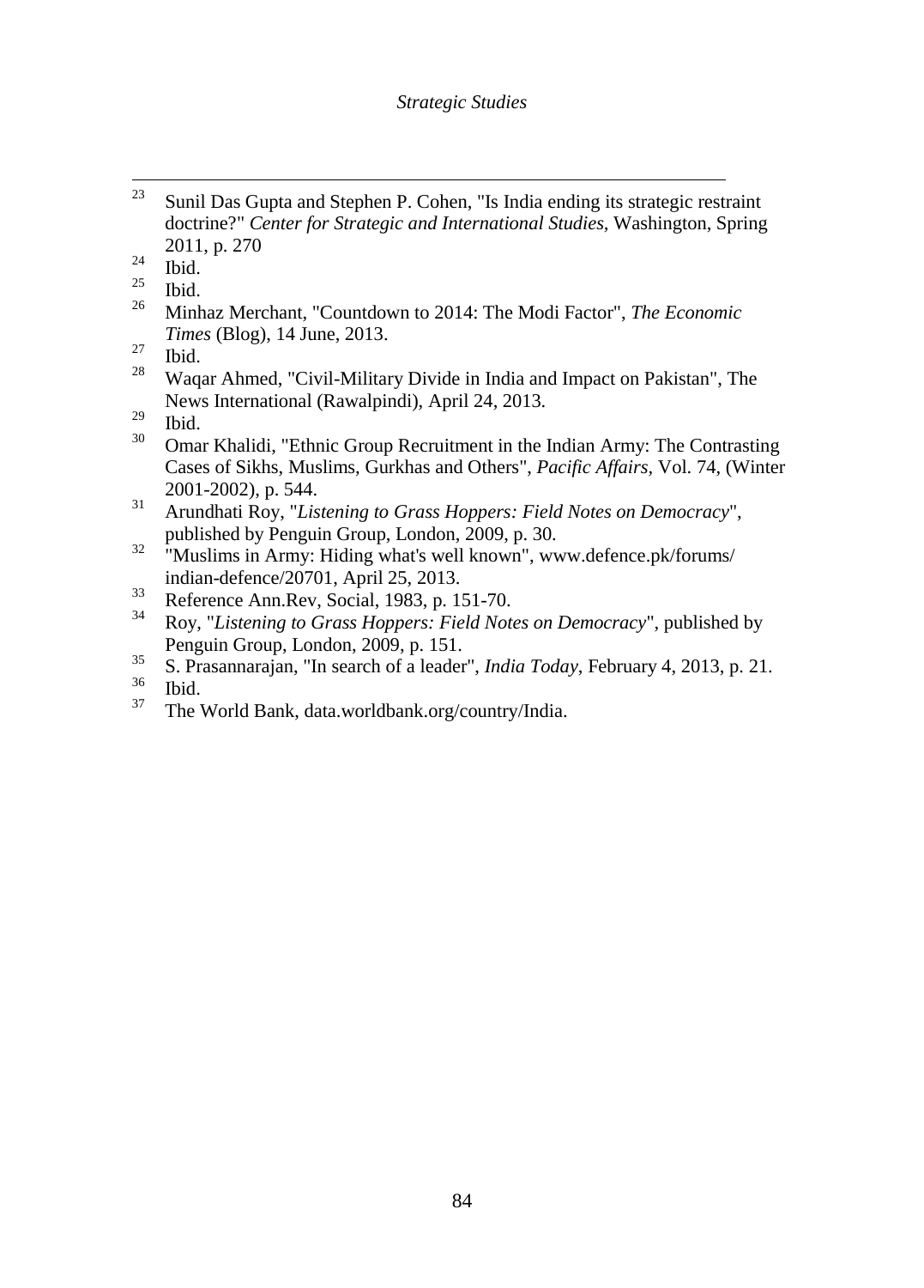[23] Sunil Das Gupta and Stephen P. Cohen, "Is India ending its strategic restraint doctrine?" *Center for Strategic and International Studies,* Washington, Spring 2011, p. 270

[24] Ibid.

[25] Ibid.

[26] Minhaz Merchant, "Countdown to 2014: The Modi Factor", *The Economic Times* (Blog), 14 June, 2013.

[27] Ibid.

[28] Waqar Ahmed, "Civil-Military Divide in India and Impact on Pakistan", The News International (Rawalpindi), April 24, 2013.

[29] Ibid.

[30] Omar Khalidi, "Ethnic Group Recruitment in the Indian Army: The Contrasting Cases of Sikhs, Muslims, Gurkhas and Others", *Pacific Affairs,* Vol. 74, (Winter 2001-2002), p. 544.

[31] Arundhati Roy, "*Listening to Grass Hoppers: Field Notes on Democracy*", published by Penguin Group, London, 2009, p. 30.

[32] "Muslims in Army: Hiding what's well known", www.defence.pk/forums/ indian-defence/20701, April 25, 2013.

[33] Reference Ann.Rev, Social, 1983, p. 151-70.

[34] Roy, "*Listening to Grass Hoppers: Field Notes on Democracy*", published by Penguin Group, London, 2009, p. 151.

[35] S. Prasannarajan, "In search of a leader", *India Today*, February 4, 2013, p. 21.

[36] Ibid.

[37] The World Bank, data.worldbank.org/country/India.